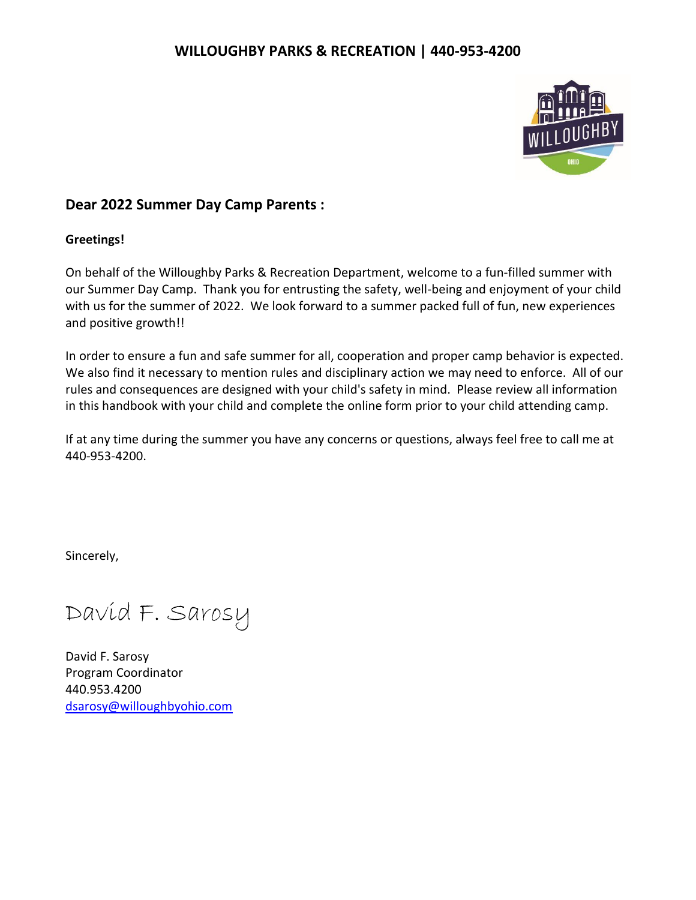**WILLOUGHBY PARKS & RECREATION | 440-953-4200**

**Dear 2022 Summer Day Camp Parents :**

**Greetings!**

On behalf of the Willoughby Parks & Recreation Department, welcome to a fun-filled summer with our Summer Day Camp. Thank you for entrusting the safety, well-being and enjoyment of your child with us for the summer of 2022. We look forward to a summer packed full of fun, new experiences and positive growth!!

In order to ensure a fun and safe summer for all, cooperation and proper camp behavior is expected. We also find it necessary to mention rules and disciplinary action we may need to enforce. All of our rules and consequences are designed with your child's safety in mind. Please review all information in this handbook with your child and complete the online form prior to your child attending camp.

If at any time during the summer you have any concerns or questions, always feel free to call me at 440-953-4200.

Sincerely,

David F. Sarosy

David F. Sarosy
Program Coordinator
440.953.4200
dsarosy@willoughbyohio.com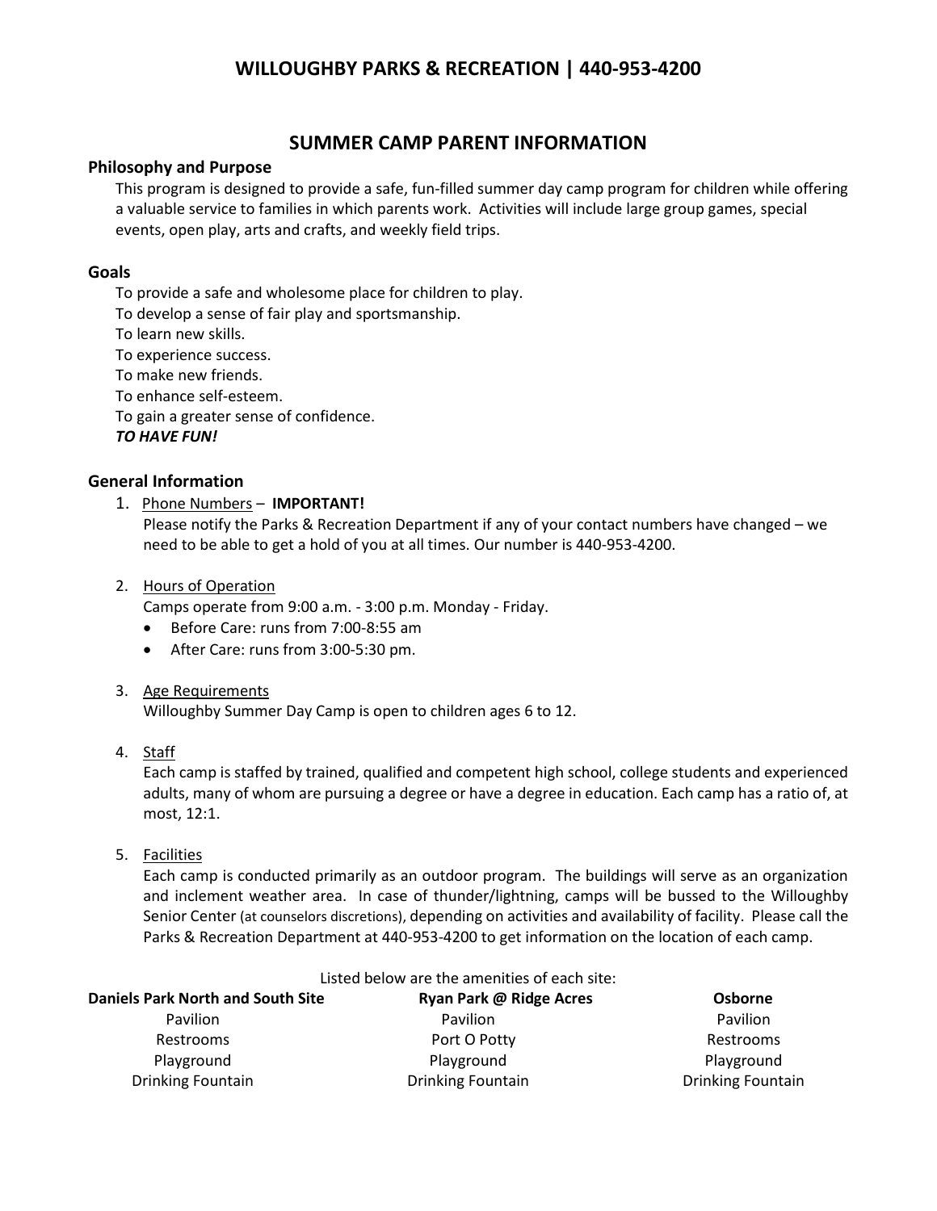# WILLOUGHBY PARKS & RECREATION | 440-953-4200

## SUMMER CAMP PARENT INFORMATION

### Philosophy and Purpose

This program is designed to provide a safe, fun-filled summer day camp program for children while offering a valuable service to families in which parents work. Activities will include large group games, special events, open play, arts and crafts, and weekly field trips.

### Goals

To provide a safe and wholesome place for children to play.
To develop a sense of fair play and sportsmanship.
To learn new skills.
To experience success.
To make new friends.
To enhance self-esteem.
To gain a greater sense of confidence.
***TO HAVE FUN!***

### General Information

1. Phone Numbers – **IMPORTANT!**
   Please notify the Parks & Recreation Department if any of your contact numbers have changed – we need to be able to get a hold of you at all times. Our number is 440-953-4200.

2. Hours of Operation
   Camps operate from 9:00 a.m. - 3:00 p.m. Monday - Friday.
   - Before Care: runs from 7:00-8:55 am
   - After Care: runs from 3:00-5:30 pm.

3. Age Requirements
   Willoughby Summer Day Camp is open to children ages 6 to 12.

4. Staff
   Each camp is staffed by trained, qualified and competent high school, college students and experienced adults, many of whom are pursuing a degree or have a degree in education. Each camp has a ratio of, at most, 12:1.

5. Facilities
   Each camp is conducted primarily as an outdoor program. The buildings will serve as an organization and inclement weather area. In case of thunder/lightning, camps will be bussed to the Willoughby Senior Center (at counselors discretions), depending on activities and availability of facility. Please call the Parks & Recreation Department at 440-953-4200 to get information on the location of each camp.

Listed below are the amenities of each site:

| Daniels Park North and South Site | Ryan Park @ Ridge Acres | Osborne |
|---|---|---|
| Pavilion | Pavilion | Pavilion |
| Restrooms | Port O Potty | Restrooms |
| Playground | Playground | Playground |
| Drinking Fountain | Drinking Fountain | Drinking Fountain |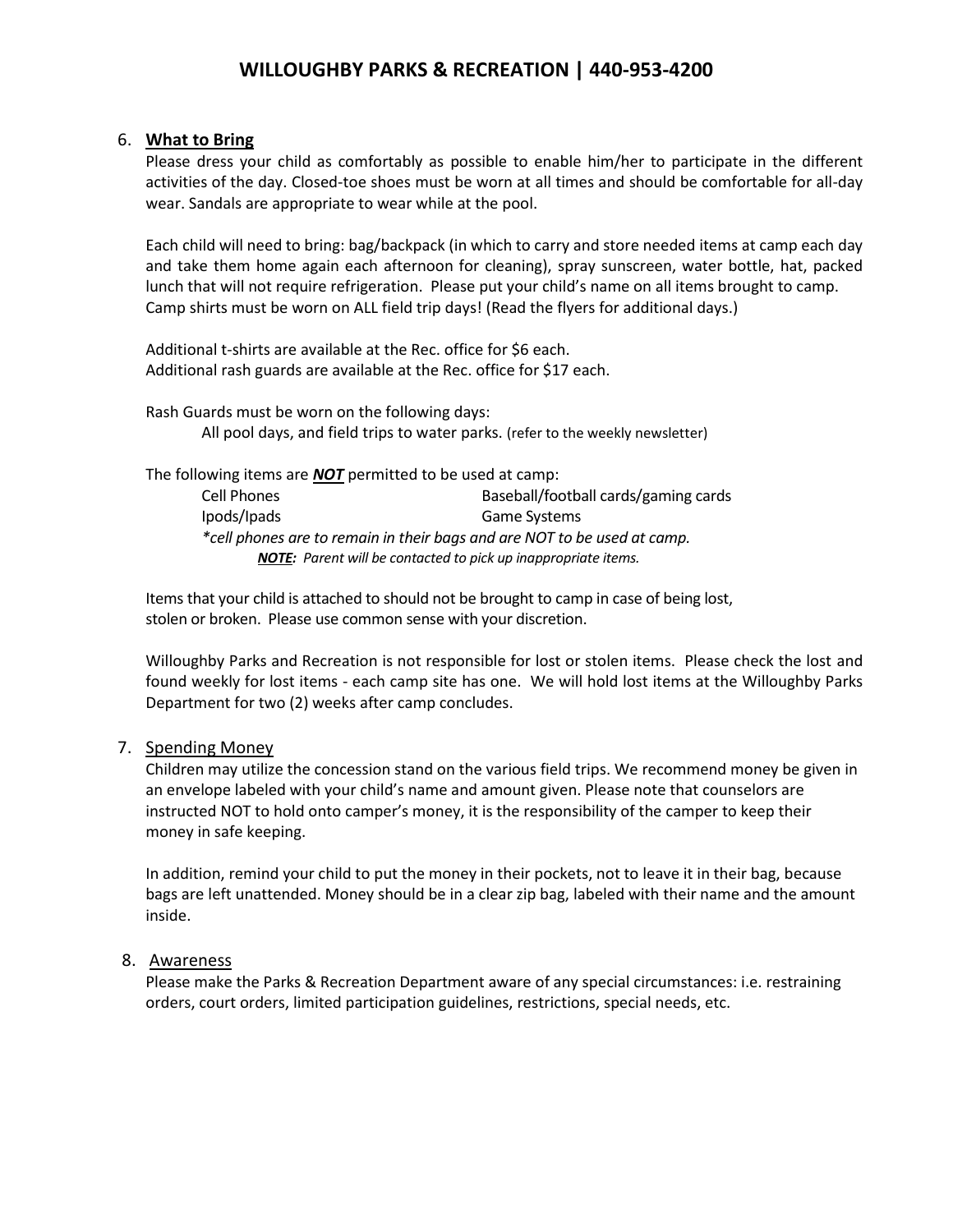6. **What to Bring**

Please dress your child as comfortably as possible to enable him/her to participate in the different activities of the day. Closed-toe shoes must be worn at all times and should be comfortable for all-day wear. Sandals are appropriate to wear while at the pool.

Each child will need to bring: bag/backpack (in which to carry and store needed items at camp each day and take them home again each afternoon for cleaning), spray sunscreen, water bottle, hat, packed lunch that will not require refrigeration. Please put your child's name on all items brought to camp. Camp shirts must be worn on ALL field trip days! (Read the flyers for additional days.)

Additional t-shirts are available at the Rec. office for $6 each.
Additional rash guards are available at the Rec. office for $17 each.

Rash Guards must be worn on the following days:
All pool days, and field trips to water parks. (refer to the weekly newsletter)

The following items are ***NOT*** permitted to be used at camp:

| | |
|---|---|
| Cell Phones | Baseball/football cards/gaming cards |
| Ipods/Ipads | Game Systems |

*\*cell phones are to remain in their bags and are NOT to be used at camp.*
***NOTE:*** *Parent will be contacted to pick up inappropriate items.*

Items that your child is attached to should not be brought to camp in case of being lost, stolen or broken. Please use common sense with your discretion.

Willoughby Parks and Recreation is not responsible for lost or stolen items. Please check the lost and found weekly for lost items - each camp site has one. We will hold lost items at the Willoughby Parks Department for two (2) weeks after camp concludes.

7. Spending Money

Children may utilize the concession stand on the various field trips. We recommend money be given in an envelope labeled with your child's name and amount given. Please note that counselors are instructed NOT to hold onto camper's money, it is the responsibility of the camper to keep their money in safe keeping.

In addition, remind your child to put the money in their pockets, not to leave it in their bag, because bags are left unattended. Money should be in a clear zip bag, labeled with their name and the amount inside.

8. Awareness

Please make the Parks & Recreation Department aware of any special circumstances: i.e. restraining orders, court orders, limited participation guidelines, restrictions, special needs, etc.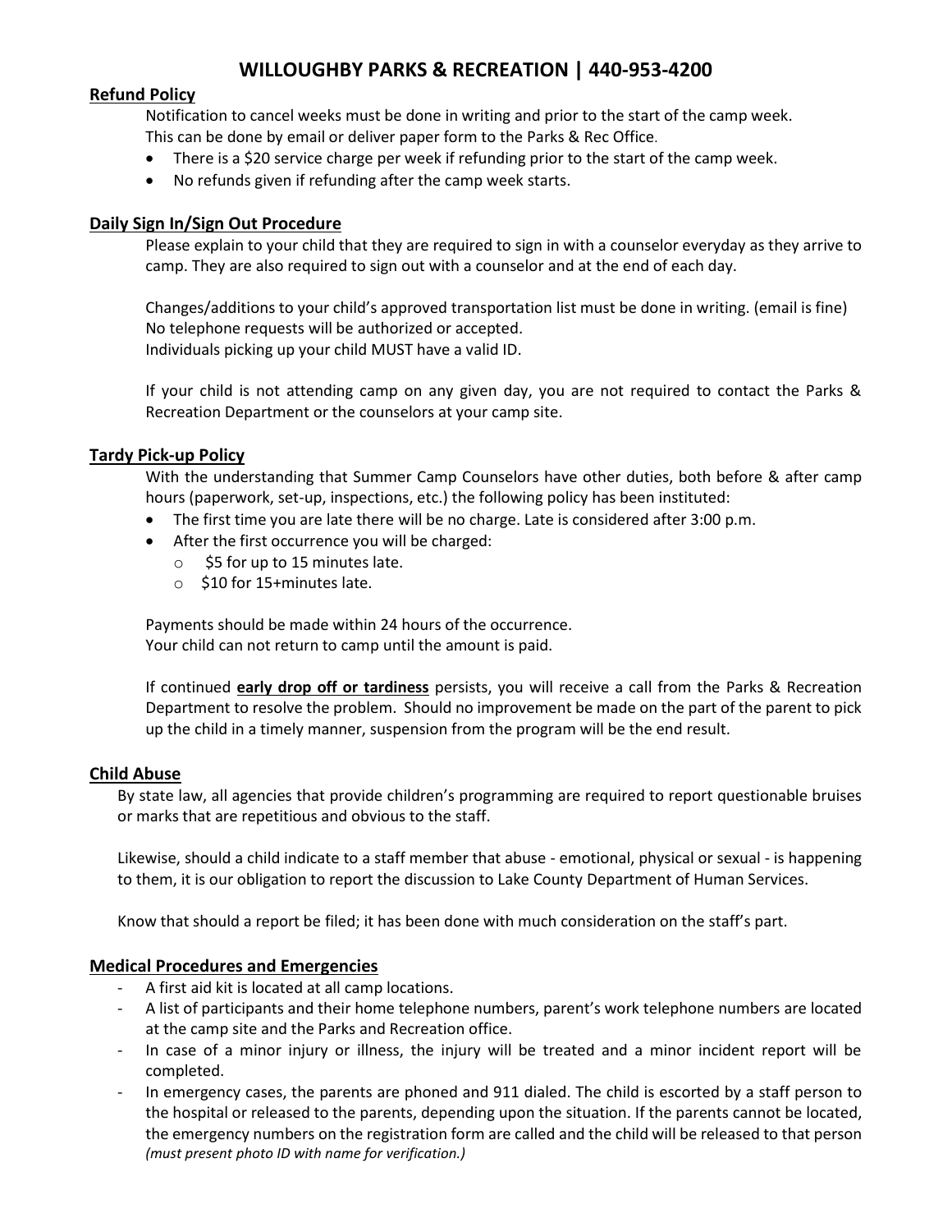# WILLOUGHBY PARKS & RECREATION | 440-953-4200

## Refund Policy

Notification to cancel weeks must be done in writing and prior to the start of the camp week. This can be done by email or deliver paper form to the Parks & Rec Office.

- There is a $20 service charge per week if refunding prior to the start of the camp week.
- No refunds given if refunding after the camp week starts.

## Daily Sign In/Sign Out Procedure

Please explain to your child that they are required to sign in with a counselor everyday as they arrive to camp. They are also required to sign out with a counselor and at the end of each day.

Changes/additions to your child's approved transportation list must be done in writing. (email is fine)
No telephone requests will be authorized or accepted.
Individuals picking up your child MUST have a valid ID.

If your child is not attending camp on any given day, you are not required to contact the Parks & Recreation Department or the counselors at your camp site.

## Tardy Pick-up Policy

With the understanding that Summer Camp Counselors have other duties, both before & after camp hours (paperwork, set-up, inspections, etc.) the following policy has been instituted:

- The first time you are late there will be no charge. Late is considered after 3:00 p.m.
- After the first occurrence you will be charged:
  - $5 for up to 15 minutes late.
  - $10 for 15+minutes late.

Payments should be made within 24 hours of the occurrence.
Your child can not return to camp until the amount is paid.

If continued **early drop off or tardiness** persists, you will receive a call from the Parks & Recreation Department to resolve the problem. Should no improvement be made on the part of the parent to pick up the child in a timely manner, suspension from the program will be the end result.

## Child Abuse

By state law, all agencies that provide children's programming are required to report questionable bruises or marks that are repetitious and obvious to the staff.

Likewise, should a child indicate to a staff member that abuse - emotional, physical or sexual - is happening to them, it is our obligation to report the discussion to Lake County Department of Human Services.

Know that should a report be filed; it has been done with much consideration on the staff's part.

## Medical Procedures and Emergencies

- A first aid kit is located at all camp locations.
- A list of participants and their home telephone numbers, parent's work telephone numbers are located at the camp site and the Parks and Recreation office.
- In case of a minor injury or illness, the injury will be treated and a minor incident report will be completed.
- In emergency cases, the parents are phoned and 911 dialed. The child is escorted by a staff person to the hospital or released to the parents, depending upon the situation. If the parents cannot be located, the emergency numbers on the registration form are called and the child will be released to that person *(must present photo ID with name for verification.)*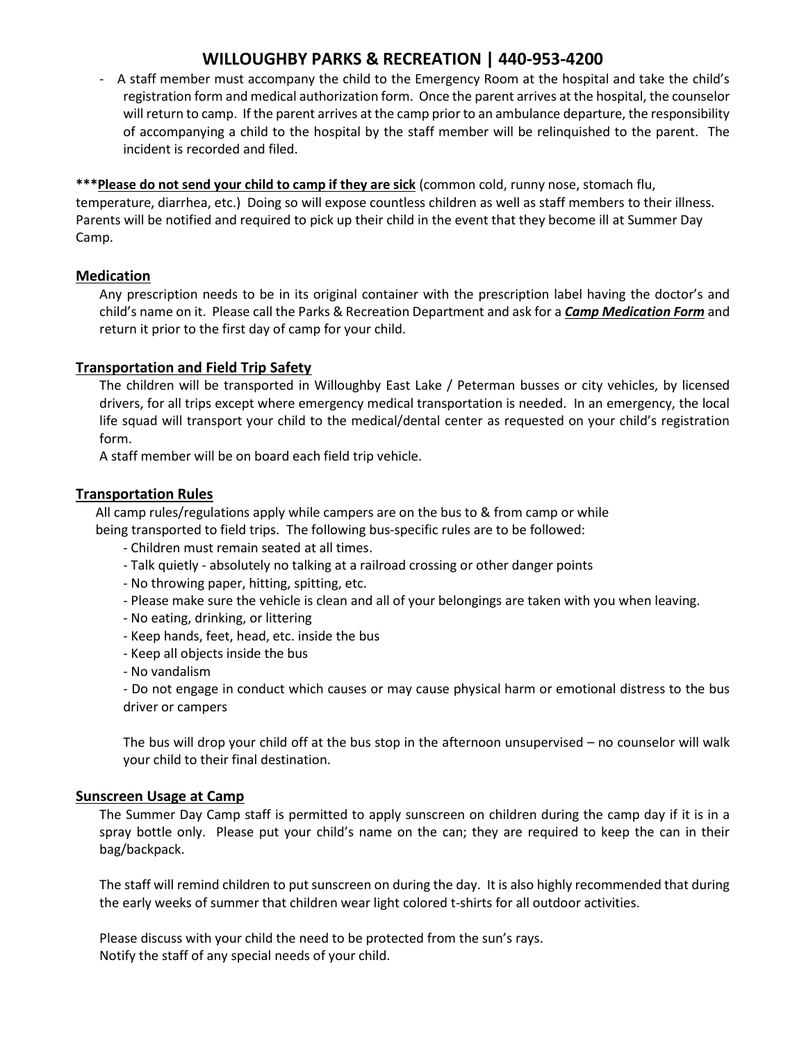- A staff member must accompany the child to the Emergency Room at the hospital and take the child's registration form and medical authorization form. Once the parent arrives at the hospital, the counselor will return to camp. If the parent arrives at the camp prior to an ambulance departure, the responsibility of accompanying a child to the hospital by the staff member will be relinquished to the parent. The incident is recorded and filed.

***__Please do not send your child to camp if they are sick__** (common cold, runny nose, stomach flu, temperature, diarrhea, etc.) Doing so will expose countless children as well as staff members to their illness. Parents will be notified and required to pick up their child in the event that they become ill at Summer Day Camp.

## Medication

Any prescription needs to be in its original container with the prescription label having the doctor's and child's name on it. Please call the Parks & Recreation Department and ask for a ***Camp Medication Form*** and return it prior to the first day of camp for your child.

## Transportation and Field Trip Safety

The children will be transported in Willoughby East Lake / Peterman busses or city vehicles, by licensed drivers, for all trips except where emergency medical transportation is needed. In an emergency, the local life squad will transport your child to the medical/dental center as requested on your child's registration form.

A staff member will be on board each field trip vehicle.

## Transportation Rules

All camp rules/regulations apply while campers are on the bus to & from camp or while being transported to field trips. The following bus-specific rules are to be followed:

- Children must remain seated at all times.
- Talk quietly - absolutely no talking at a railroad crossing or other danger points
- No throwing paper, hitting, spitting, etc.
- Please make sure the vehicle is clean and all of your belongings are taken with you when leaving.
- No eating, drinking, or littering
- Keep hands, feet, head, etc. inside the bus
- Keep all objects inside the bus
- No vandalism
- Do not engage in conduct which causes or may cause physical harm or emotional distress to the bus driver or campers

The bus will drop your child off at the bus stop in the afternoon unsupervised – no counselor will walk your child to their final destination.

## Sunscreen Usage at Camp

The Summer Day Camp staff is permitted to apply sunscreen on children during the camp day if it is in a spray bottle only. Please put your child's name on the can; they are required to keep the can in their bag/backpack.

The staff will remind children to put sunscreen on during the day. It is also highly recommended that during the early weeks of summer that children wear light colored t-shirts for all outdoor activities.

Please discuss with your child the need to be protected from the sun's rays.
Notify the staff of any special needs of your child.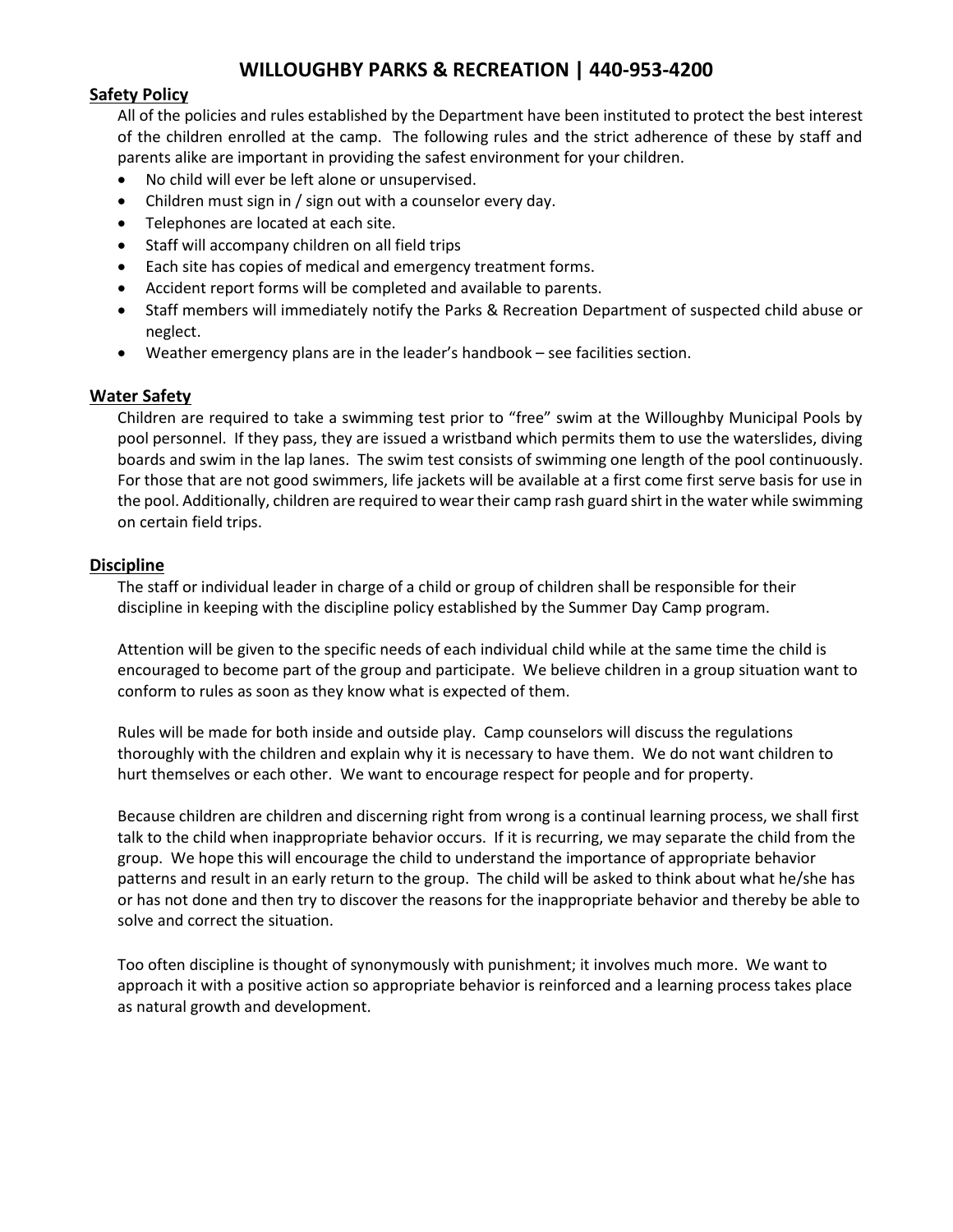# WILLOUGHBY PARKS & RECREATION | 440-953-4200

## Safety Policy

All of the policies and rules established by the Department have been instituted to protect the best interest of the children enrolled at the camp. The following rules and the strict adherence of these by staff and parents alike are important in providing the safest environment for your children.

- No child will ever be left alone or unsupervised.
- Children must sign in / sign out with a counselor every day.
- Telephones are located at each site.
- Staff will accompany children on all field trips
- Each site has copies of medical and emergency treatment forms.
- Accident report forms will be completed and available to parents.
- Staff members will immediately notify the Parks & Recreation Department of suspected child abuse or neglect.
- Weather emergency plans are in the leader's handbook – see facilities section.

## Water Safety

Children are required to take a swimming test prior to "free" swim at the Willoughby Municipal Pools by pool personnel. If they pass, they are issued a wristband which permits them to use the waterslides, diving boards and swim in the lap lanes. The swim test consists of swimming one length of the pool continuously. For those that are not good swimmers, life jackets will be available at a first come first serve basis for use in the pool. Additionally, children are required to wear their camp rash guard shirt in the water while swimming on certain field trips.

## Discipline

The staff or individual leader in charge of a child or group of children shall be responsible for their discipline in keeping with the discipline policy established by the Summer Day Camp program.

Attention will be given to the specific needs of each individual child while at the same time the child is encouraged to become part of the group and participate. We believe children in a group situation want to conform to rules as soon as they know what is expected of them.

Rules will be made for both inside and outside play. Camp counselors will discuss the regulations thoroughly with the children and explain why it is necessary to have them. We do not want children to hurt themselves or each other. We want to encourage respect for people and for property.

Because children are children and discerning right from wrong is a continual learning process, we shall first talk to the child when inappropriate behavior occurs. If it is recurring, we may separate the child from the group. We hope this will encourage the child to understand the importance of appropriate behavior patterns and result in an early return to the group. The child will be asked to think about what he/she has or has not done and then try to discover the reasons for the inappropriate behavior and thereby be able to solve and correct the situation.

Too often discipline is thought of synonymously with punishment; it involves much more. We want to approach it with a positive action so appropriate behavior is reinforced and a learning process takes place as natural growth and development.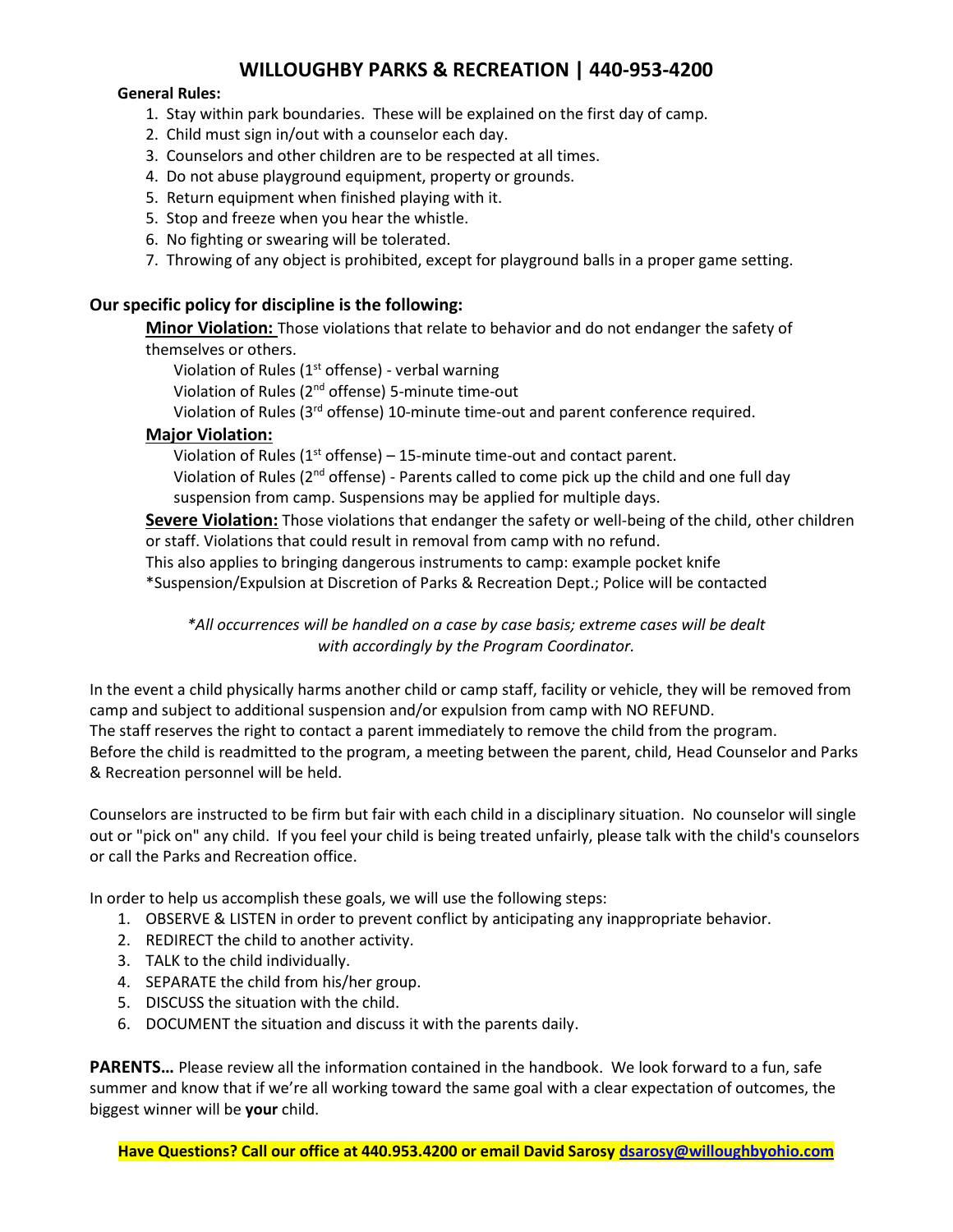# WILLOUGHBY PARKS & RECREATION | 440-953-4200

**General Rules:**

1. Stay within park boundaries. These will be explained on the first day of camp.
2. Child must sign in/out with a counselor each day.
3. Counselors and other children are to be respected at all times.
4. Do not abuse playground equipment, property or grounds.
5. Return equipment when finished playing with it.
5. Stop and freeze when you hear the whistle.
6. No fighting or swearing will be tolerated.
7. Throwing of any object is prohibited, except for playground balls in a proper game setting.

## Our specific policy for discipline is the following:

**Minor Violation:** Those violations that relate to behavior and do not endanger the safety of themselves or others.

Violation of Rules (1st offense) - verbal warning
Violation of Rules (2nd offense) 5-minute time-out
Violation of Rules (3rd offense) 10-minute time-out and parent conference required.

**Major Violation:**

Violation of Rules (1st offense) – 15-minute time-out and contact parent.
Violation of Rules (2nd offense) - Parents called to come pick up the child and one full day suspension from camp. Suspensions may be applied for multiple days.

**Severe Violation:** Those violations that endanger the safety or well-being of the child, other children or staff. Violations that could result in removal from camp with no refund.
This also applies to bringing dangerous instruments to camp: example pocket knife
*Suspension/Expulsion at Discretion of Parks & Recreation Dept.; Police will be contacted

*\*All occurrences will be handled on a case by case basis; extreme cases will be dealt with accordingly by the Program Coordinator.*

In the event a child physically harms another child or camp staff, facility or vehicle, they will be removed from camp and subject to additional suspension and/or expulsion from camp with NO REFUND.
The staff reserves the right to contact a parent immediately to remove the child from the program.
Before the child is readmitted to the program, a meeting between the parent, child, Head Counselor and Parks & Recreation personnel will be held.

Counselors are instructed to be firm but fair with each child in a disciplinary situation. No counselor will single out or "pick on" any child. If you feel your child is being treated unfairly, please talk with the child's counselors or call the Parks and Recreation office.

In order to help us accomplish these goals, we will use the following steps:

1. OBSERVE & LISTEN in order to prevent conflict by anticipating any inappropriate behavior.
2. REDIRECT the child to another activity.
3. TALK to the child individually.
4. SEPARATE the child from his/her group.
5. DISCUSS the situation with the child.
6. DOCUMENT the situation and discuss it with the parents daily.

**PARENTS…** Please review all the information contained in the handbook. We look forward to a fun, safe summer and know that if we're all working toward the same goal with a clear expectation of outcomes, the biggest winner will be **your** child.

**Have Questions? Call our office at 440.953.4200 or email David Sarosy [dsarosy@willoughbyohio.com](mailto:dsarosy@willoughbyohio.com)**